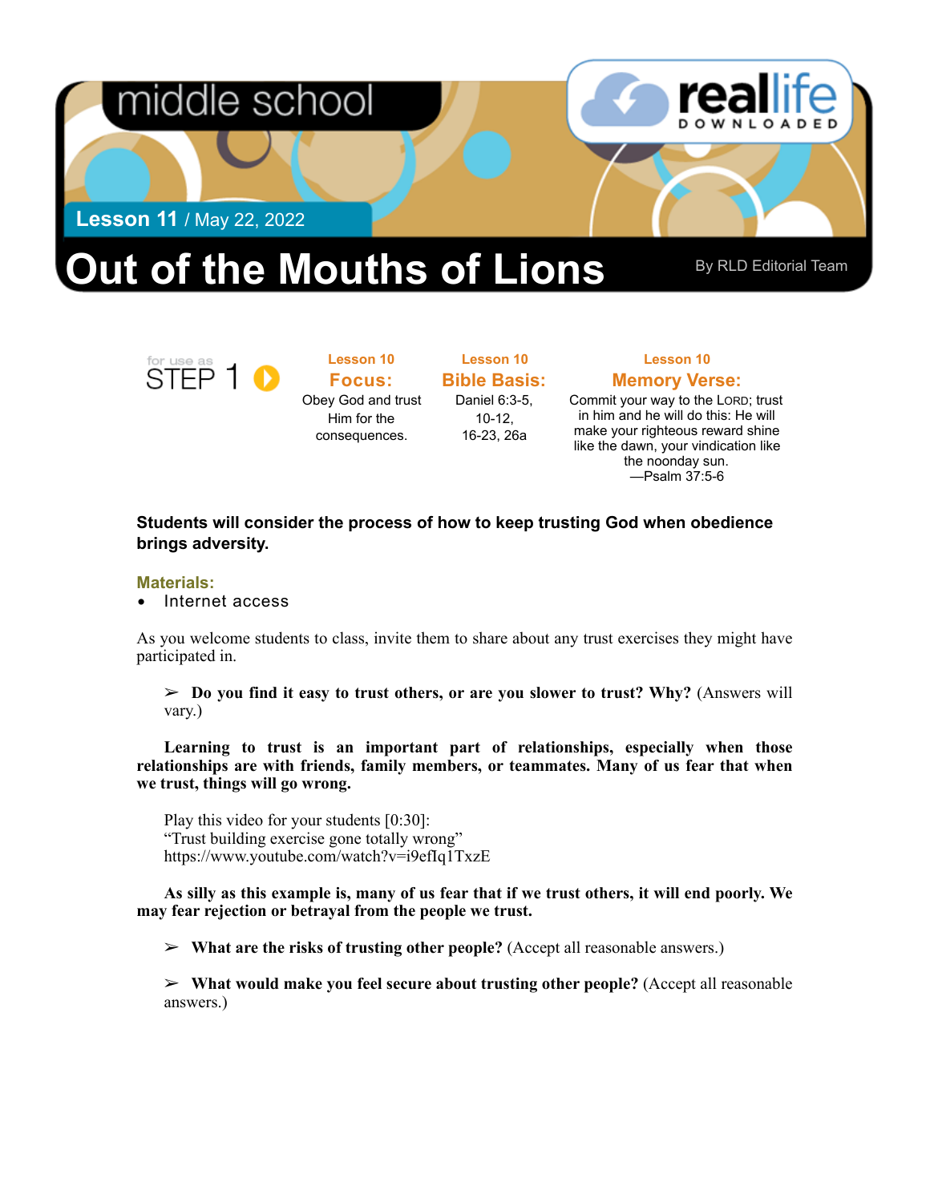middle school

real life DOWNLOADED

**Lesson 11** / May 22, 2022

# Out of the Mouths of Lions

By RLD Editorial Team

for use as STEP 1

**Lesson 10**
**Focus:**
Obey God and trust Him for the consequences.

**Lesson 10**
**Bible Basis:**
Daniel 6:3-5, 10-12, 16-23, 26a

**Lesson 10**
**Memory Verse:**
Commit your way to the LORD; trust in him and he will do this: He will make your righteous reward shine like the dawn, your vindication like the noonday sun.
—Psalm 37:5-6

**Students will consider the process of how to keep trusting God when obedience brings adversity.**

**Materials:**

- Internet access

As you welcome students to class, invite them to share about any trust exercises they might have participated in.

> ➢ **Do you find it easy to trust others, or are you slower to trust? Why?** (Answers will vary.)

**Learning to trust is an important part of relationships, especially when those relationships are with friends, family members, or teammates. Many of us fear that when we trust, things will go wrong.**

Play this video for your students [0:30]:
"Trust building exercise gone totally wrong"
https://www.youtube.com/watch?v=i9efIq1TxzE

**As silly as this example is, many of us fear that if we trust others, it will end poorly. We may fear rejection or betrayal from the people we trust.**

> ➢ **What are the risks of trusting other people?** (Accept all reasonable answers.)

> ➢ **What would make you feel secure about trusting other people?** (Accept all reasonable answers.)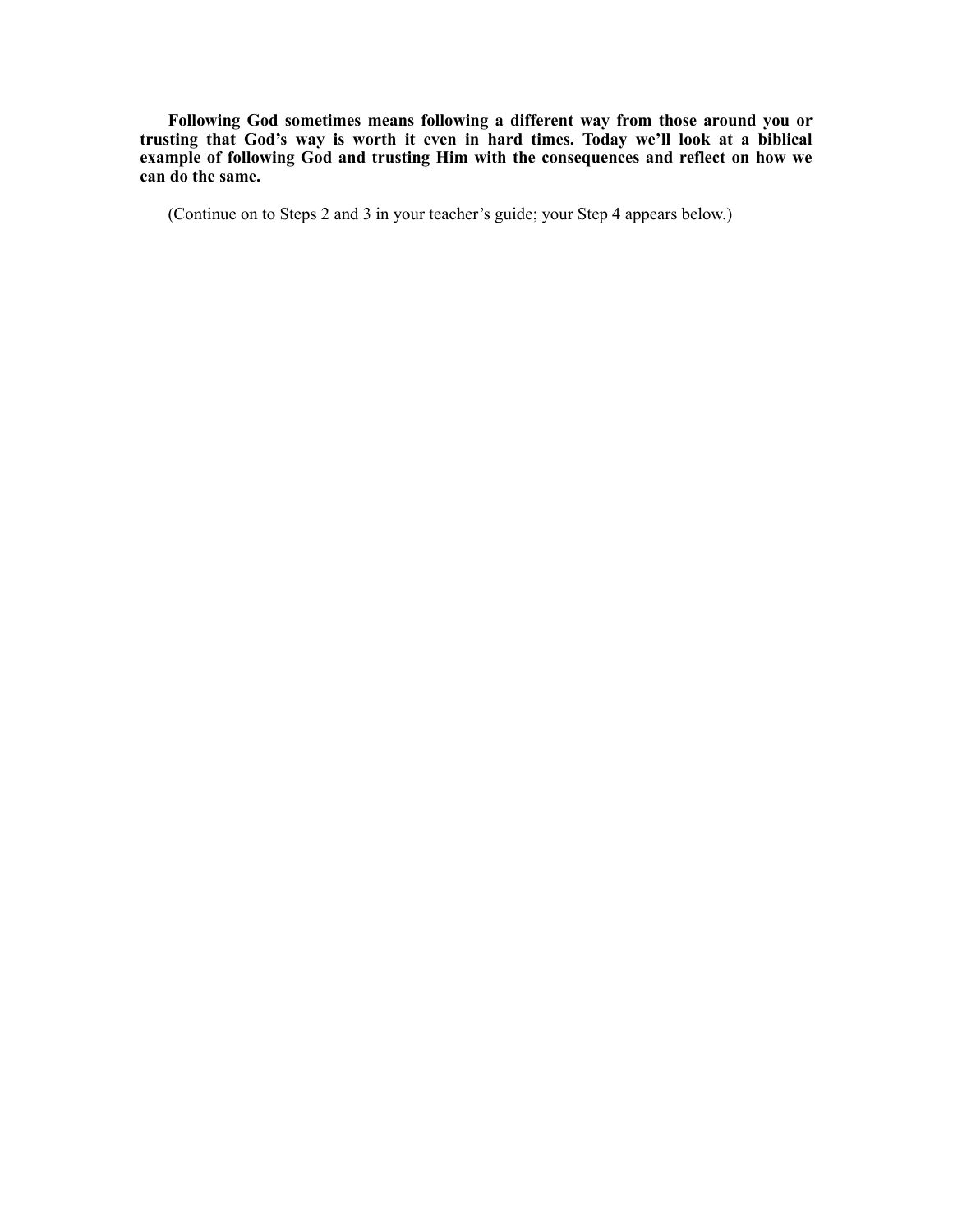**Following God sometimes means following a different way from those around you or trusting that God's way is worth it even in hard times. Today we'll look at a biblical example of following God and trusting Him with the consequences and reflect on how we can do the same.**

(Continue on to Steps 2 and 3 in your teacher's guide; your Step 4 appears below.)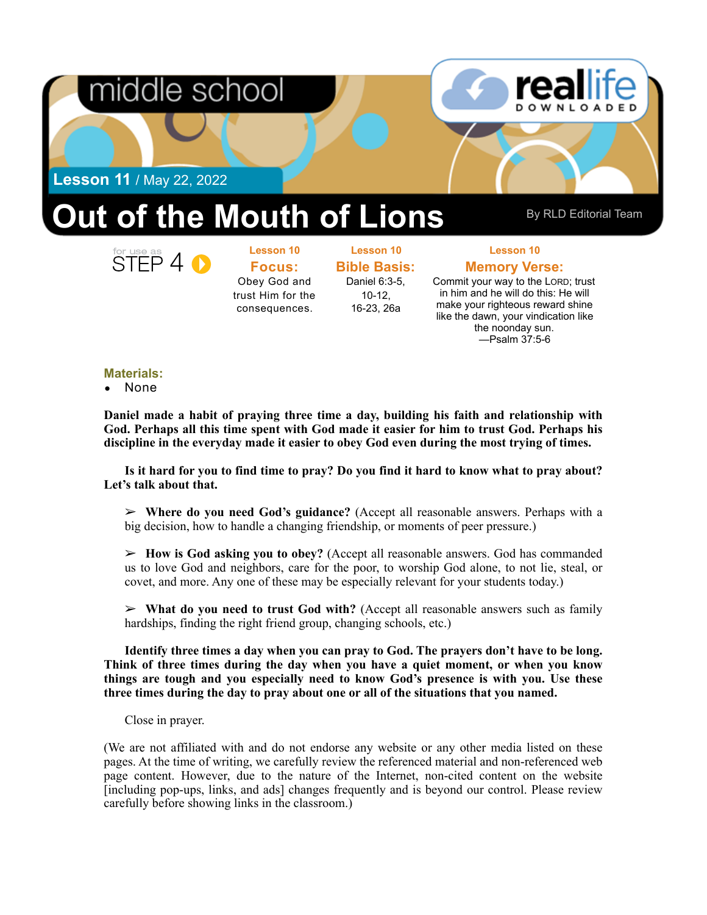middle school

reallife DOWNLOADED

**Lesson 11** / May 22, 2022

# Out of the Mouth of Lions

By RLD Editorial Team

for use as STEP 4

**Lesson 10**
**Focus:**
Obey God and trust Him for the consequences.

**Lesson 10**
**Bible Basis:**
Daniel 6:3-5, 10-12, 16-23, 26a

**Lesson 10**
**Memory Verse:**
Commit your way to the LORD; trust in him and he will do this: He will make your righteous reward shine like the dawn, your vindication like the noonday sun.
—Psalm 37:5-6

**Materials:**

- None

**Daniel made a habit of praying three time a day, building his faith and relationship with God. Perhaps all this time spent with God made it easier for him to trust God. Perhaps his discipline in the everyday made it easier to obey God even during the most trying of times.**

**Is it hard for you to find time to pray? Do you find it hard to know what to pray about? Let's talk about that.**

➢ **Where do you need God's guidance?** (Accept all reasonable answers. Perhaps with a big decision, how to handle a changing friendship, or moments of peer pressure.)

➢ **How is God asking you to obey?** (Accept all reasonable answers. God has commanded us to love God and neighbors, care for the poor, to worship God alone, to not lie, steal, or covet, and more. Any one of these may be especially relevant for your students today.)

➢ **What do you need to trust God with?** (Accept all reasonable answers such as family hardships, finding the right friend group, changing schools, etc.)

**Identify three times a day when you can pray to God. The prayers don't have to be long. Think of three times during the day when you have a quiet moment, or when you know things are tough and you especially need to know God's presence is with you. Use these three times during the day to pray about one or all of the situations that you named.**

Close in prayer.

(We are not affiliated with and do not endorse any website or any other media listed on these pages. At the time of writing, we carefully review the referenced material and non-referenced web page content. However, due to the nature of the Internet, non-cited content on the website [including pop-ups, links, and ads] changes frequently and is beyond our control. Please review carefully before showing links in the classroom.)